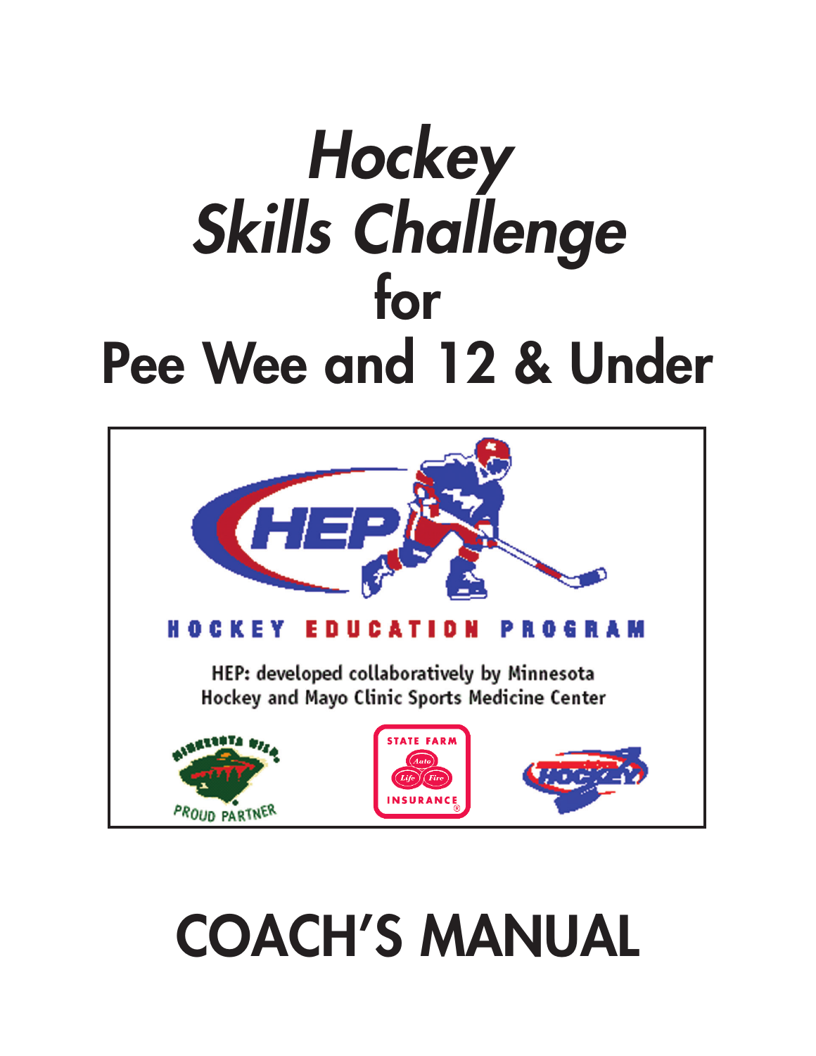# *Hockey Skills Challenge* for Pee Wee and 12 & Under

HOCKEY EDUCATION PROGRAM

HEP: developed collaboratively by Minnesota Hockey and Mayo Clinic Sports Medicine Center

# COACH'S MANUAL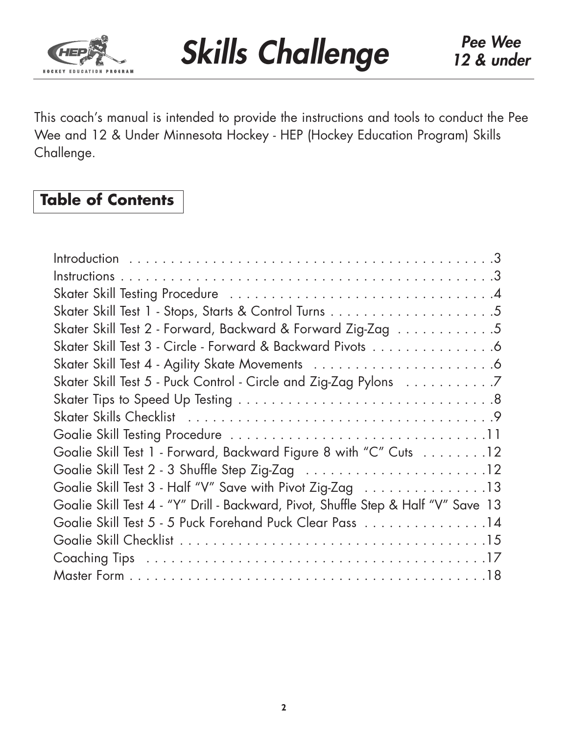# Skills Challenge

*Pee Wee 12 & under*

This coach's manual is intended to provide the instructions and tools to conduct the Pee Wee and 12 & Under Minnesota Hockey - HEP (Hockey Education Program) Skills Challenge.

## Table of Contents

| | |
|---|---|
| Introduction | 3 |
| Instructions | 3 |
| Skater Skill Testing Procedure | 4 |
| Skater Skill Test 1 - Stops, Starts & Control Turns | 5 |
| Skater Skill Test 2 - Forward, Backward & Forward Zig-Zag | 5 |
| Skater Skill Test 3 - Circle - Forward & Backward Pivots | 6 |
| Skater Skill Test 4 - Agility Skate Movements | 6 |
| Skater Skill Test 5 - Puck Control - Circle and Zig-Zag Pylons | 7 |
| Skater Tips to Speed Up Testing | 8 |
| Skater Skills Checklist | 9 |
| Goalie Skill Testing Procedure | 11 |
| Goalie Skill Test 1 - Forward, Backward Figure 8 with "C" Cuts | 12 |
| Goalie Skill Test 2 - 3 Shuffle Step Zig-Zag | 12 |
| Goalie Skill Test 3 - Half "V" Save with Pivot Zig-Zag | 13 |
| Goalie Skill Test 4 - "Y" Drill - Backward, Pivot, Shuffle Step & Half "V" Save | 13 |
| Goalie Skill Test 5 - 5 Puck Forehand Puck Clear Pass | 14 |
| Goalie Skill Checklist | 15 |
| Coaching Tips | 17 |
| Master Form | 18 |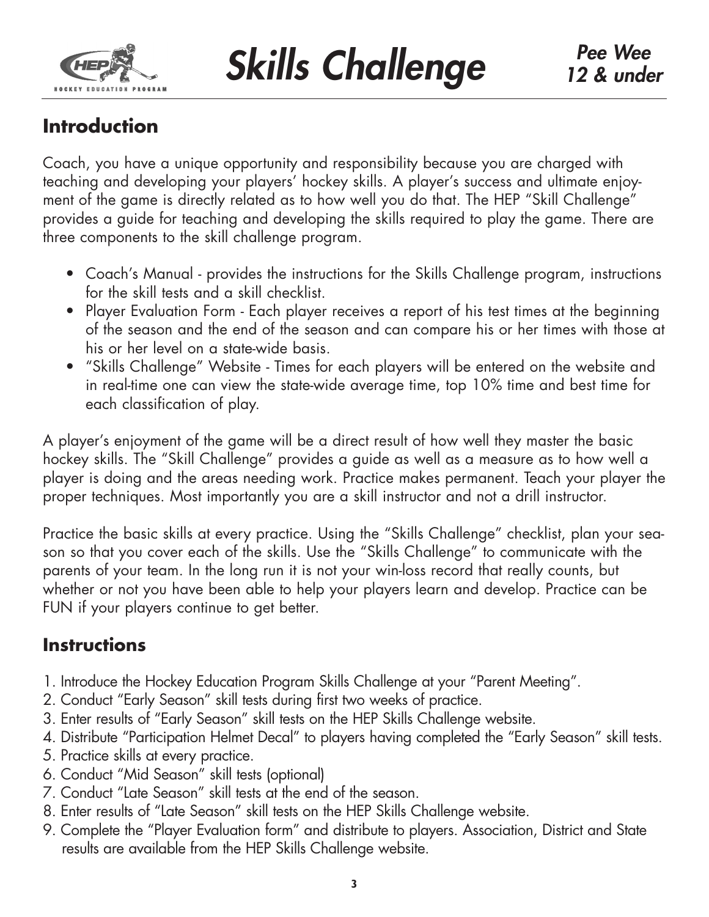# Skills Challenge

*Pee Wee 12 & under*

## Introduction

Coach, you have a unique opportunity and responsibility because you are charged with teaching and developing your players' hockey skills. A player's success and ultimate enjoyment of the game is directly related as to how well you do that. The HEP "Skill Challenge" provides a guide for teaching and developing the skills required to play the game. There are three components to the skill challenge program.

- Coach's Manual - provides the instructions for the Skills Challenge program, instructions for the skill tests and a skill checklist.
- Player Evaluation Form - Each player receives a report of his test times at the beginning of the season and the end of the season and can compare his or her times with those at his or her level on a state-wide basis.
- "Skills Challenge" Website - Times for each players will be entered on the website and in real-time one can view the state-wide average time, top 10% time and best time for each classification of play.

A player's enjoyment of the game will be a direct result of how well they master the basic hockey skills. The "Skill Challenge" provides a guide as well as a measure as to how well a player is doing and the areas needing work. Practice makes permanent. Teach your player the proper techniques. Most importantly you are a skill instructor and not a drill instructor.

Practice the basic skills at every practice. Using the "Skills Challenge" checklist, plan your season so that you cover each of the skills. Use the "Skills Challenge" to communicate with the parents of your team. In the long run it is not your win-loss record that really counts, but whether or not you have been able to help your players learn and develop. Practice can be FUN if your players continue to get better.

## Instructions

1. Introduce the Hockey Education Program Skills Challenge at your "Parent Meeting".
2. Conduct "Early Season" skill tests during first two weeks of practice.
3. Enter results of "Early Season" skill tests on the HEP Skills Challenge website.
4. Distribute "Participation Helmet Decal" to players having completed the "Early Season" skill tests.
5. Practice skills at every practice.
6. Conduct "Mid Season" skill tests (optional)
7. Conduct "Late Season" skill tests at the end of the season.
8. Enter results of "Late Season" skill tests on the HEP Skills Challenge website.
9. Complete the "Player Evaluation form" and distribute to players. Association, District and State results are available from the HEP Skills Challenge website.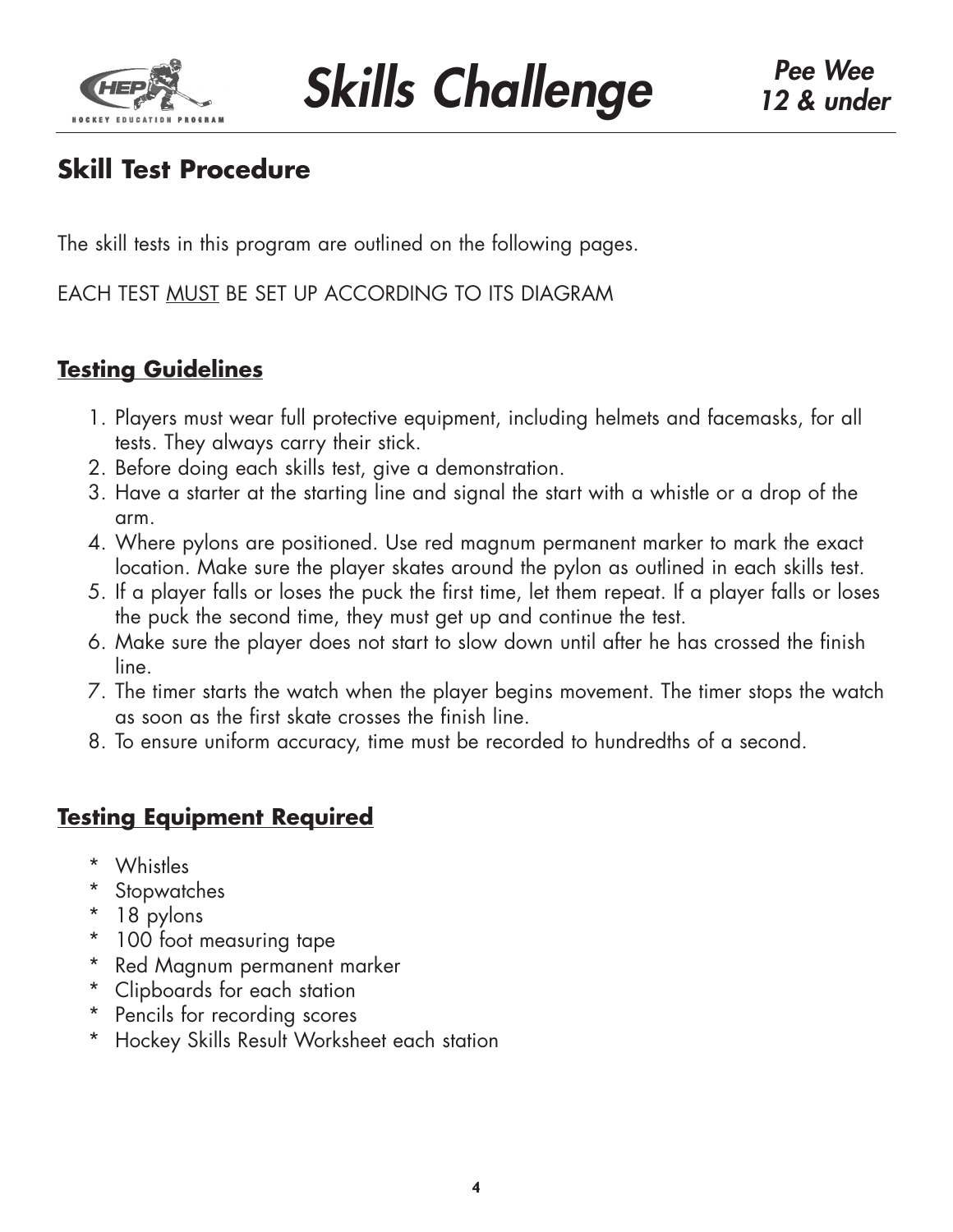## Skill Test Procedure

The skill tests in this program are outlined on the following pages.

EACH TEST MUST BE SET UP ACCORDING TO ITS DIAGRAM

### Testing Guidelines

1. Players must wear full protective equipment, including helmets and facemasks, for all tests. They always carry their stick.
2. Before doing each skills test, give a demonstration.
3. Have a starter at the starting line and signal the start with a whistle or a drop of the arm.
4. Where pylons are positioned. Use red magnum permanent marker to mark the exact location. Make sure the player skates around the pylon as outlined in each skills test.
5. If a player falls or loses the puck the first time, let them repeat. If a player falls or loses the puck the second time, they must get up and continue the test.
6. Make sure the player does not start to slow down until after he has crossed the finish line.
7. The timer starts the watch when the player begins movement. The timer stops the watch as soon as the first skate crosses the finish line.
8. To ensure uniform accuracy, time must be recorded to hundredths of a second.

### Testing Equipment Required

* Whistles
* Stopwatches
* 18 pylons
* 100 foot measuring tape
* Red Magnum permanent marker
* Clipboards for each station
* Pencils for recording scores
* Hockey Skills Result Worksheet each station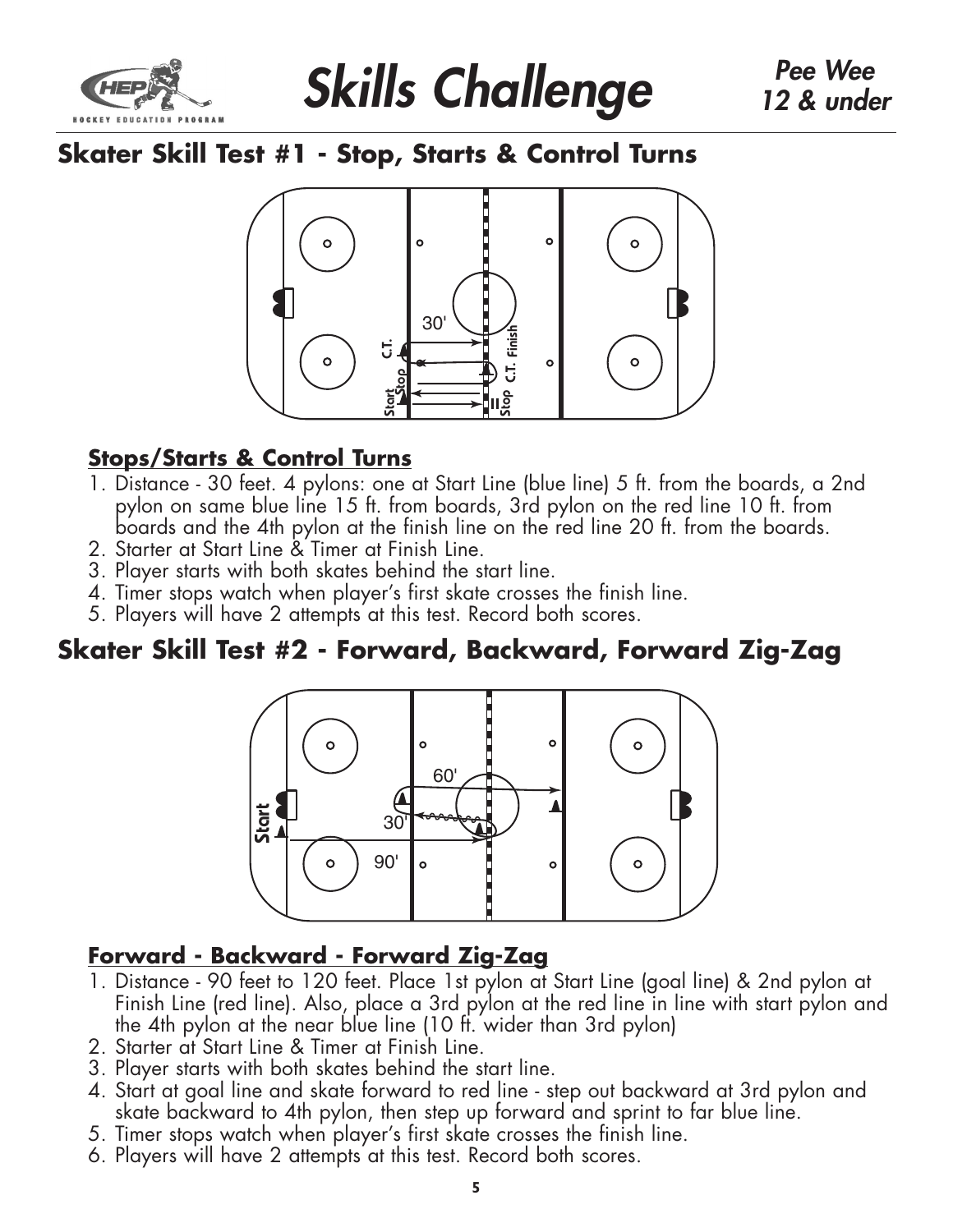# Skills Challenge

*Pee Wee 12 & under*

## Skater Skill Test #1 - Stop, Starts & Control Turns

### Stops/Starts & Control Turns

1. Distance - 30 feet. 4 pylons: one at Start Line (blue line) 5 ft. from the boards, a 2nd pylon on same blue line 15 ft. from boards, 3rd pylon on the red line 10 ft. from boards and the 4th pylon at the finish line on the red line 20 ft. from the boards.
2. Starter at Start Line & Timer at Finish Line.
3. Player starts with both skates behind the start line.
4. Timer stops watch when player's first skate crosses the finish line.
5. Players will have 2 attempts at this test. Record both scores.

## Skater Skill Test #2 - Forward, Backward, Forward Zig-Zag

### Forward - Backward - Forward Zig-Zag

1. Distance - 90 feet to 120 feet. Place 1st pylon at Start Line (goal line) & 2nd pylon at Finish Line (red line). Also, place a 3rd pylon at the red line in line with start pylon and the 4th pylon at the near blue line (10 ft. wider than 3rd pylon)
2. Starter at Start Line & Timer at Finish Line.
3. Player starts with both skates behind the start line.
4. Start at goal line and skate forward to red line - step out backward at 3rd pylon and skate backward to 4th pylon, then step up forward and sprint to far blue line.
5. Timer stops watch when player's first skate crosses the finish line.
6. Players will have 2 attempts at this test. Record both scores.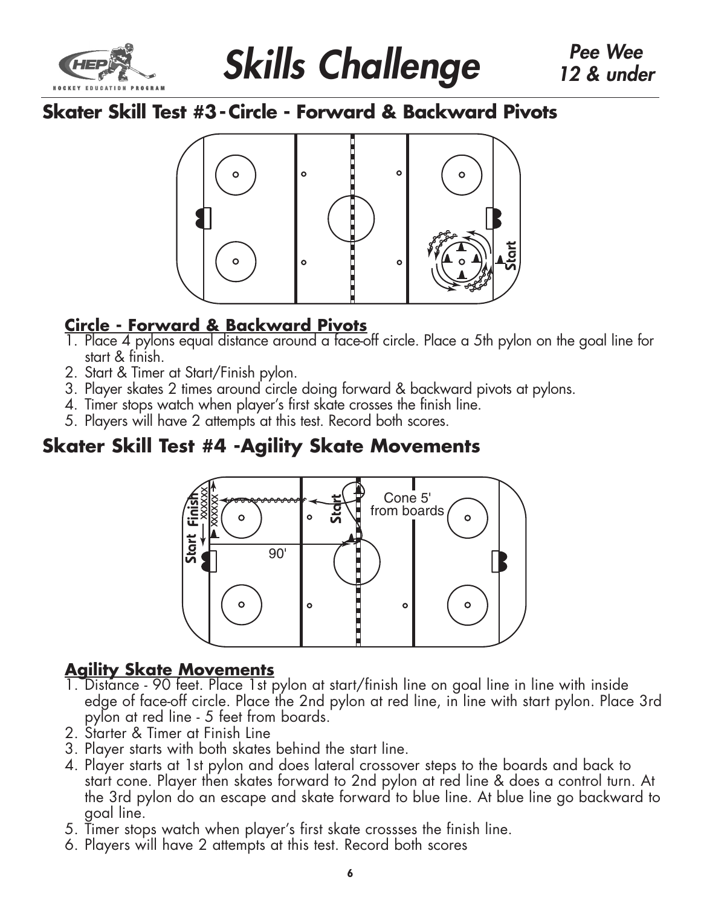# Skills Challenge

*Pee Wee 12 & under*

## Skater Skill Test #3 - Circle - Forward & Backward Pivots

### Circle - Forward & Backward Pivots

1. Place 4 pylons equal distance around a face-off circle. Place a 5th pylon on the goal line for start & finish.
2. Start & Timer at Start/Finish pylon.
3. Player skates 2 times around circle doing forward & backward pivots at pylons.
4. Timer stops watch when player's first skate crosses the finish line.
5. Players will have 2 attempts at this test. Record both scores.

## Skater Skill Test #4 -Agility Skate Movements

### Agility Skate Movements

1. Distance - 90 feet. Place 1st pylon at start/finish line on goal line in line with inside edge of face-off circle. Place the 2nd pylon at red line, in line with start pylon. Place 3rd pylon at red line - 5 feet from boards.
2. Starter & Timer at Finish Line
3. Player starts with both skates behind the start line.
4. Player starts at 1st pylon and does lateral crossover steps to the boards and back to start cone. Player then skates forward to 2nd pylon at red line & does a control turn. At the 3rd pylon do an escape and skate forward to blue line. At blue line go backward to goal line.
5. Timer stops watch when player's first skate crossses the finish line.
6. Players will have 2 attempts at this test. Record both scores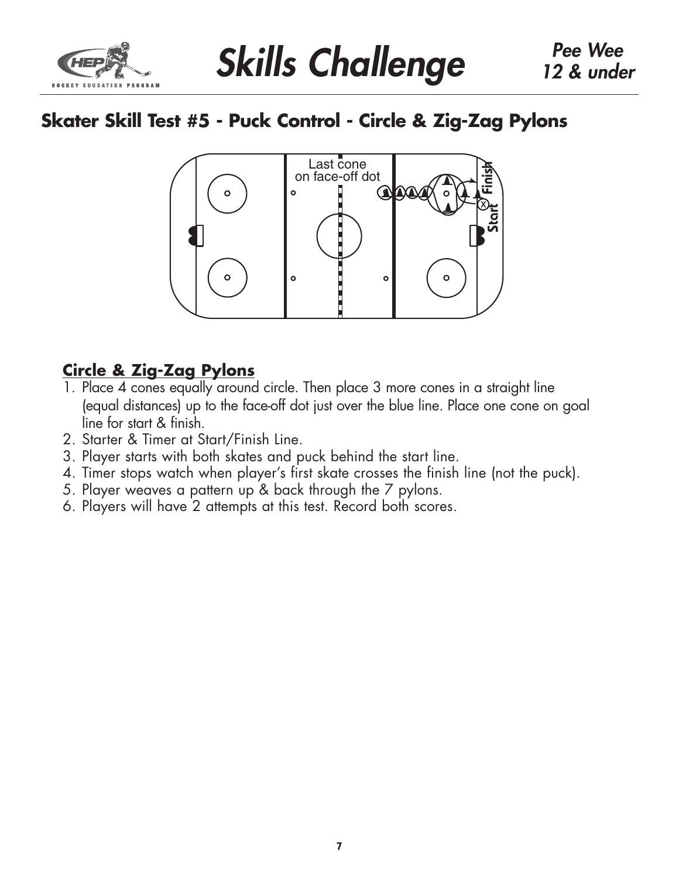# Skills Challenge

*Pee Wee 12 & under*

## Skater Skill Test #5 - Puck Control - Circle & Zig-Zag Pylons

Last cone on face-off dot

Finish

Start

### Circle & Zig-Zag Pylons

1. Place 4 cones equally around circle. Then place 3 more cones in a straight line (equal distances) up to the face-off dot just over the blue line. Place one cone on goal line for start & finish.
2. Starter & Timer at Start/Finish Line.
3. Player starts with both skates and puck behind the start line.
4. Timer stops watch when player's first skate crosses the finish line (not the puck).
5. Player weaves a pattern up & back through the 7 pylons.
6. Players will have 2 attempts at this test. Record both scores.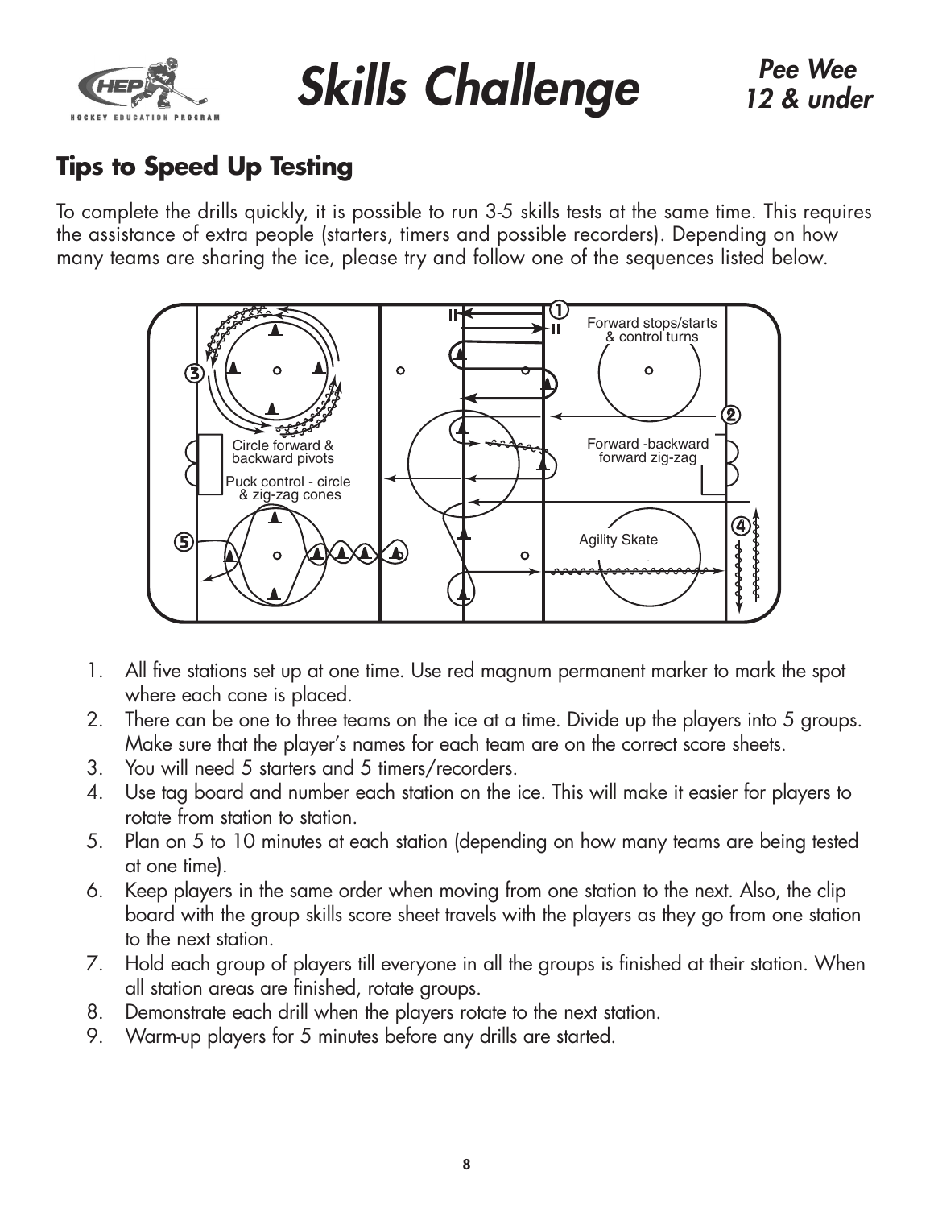## Tips to Speed Up Testing

To complete the drills quickly, it is possible to run 3-5 skills tests at the same time. This requires the assistance of extra people (starters, timers and possible recorders). Depending on how many teams are sharing the ice, please try and follow one of the sequences listed below.

1. All five stations set up at one time. Use red magnum permanent marker to mark the spot where each cone is placed.
2. There can be one to three teams on the ice at a time. Divide up the players into 5 groups. Make sure that the player's names for each team are on the correct score sheets.
3. You will need 5 starters and 5 timers/recorders.
4. Use tag board and number each station on the ice. This will make it easier for players to rotate from station to station.
5. Plan on 5 to 10 minutes at each station (depending on how many teams are being tested at one time).
6. Keep players in the same order when moving from one station to the next. Also, the clip board with the group skills score sheet travels with the players as they go from one station to the next station.
7. Hold each group of players till everyone in all the groups is finished at their station. When all station areas are finished, rotate groups.
8. Demonstrate each drill when the players rotate to the next station.
9. Warm-up players for 5 minutes before any drills are started.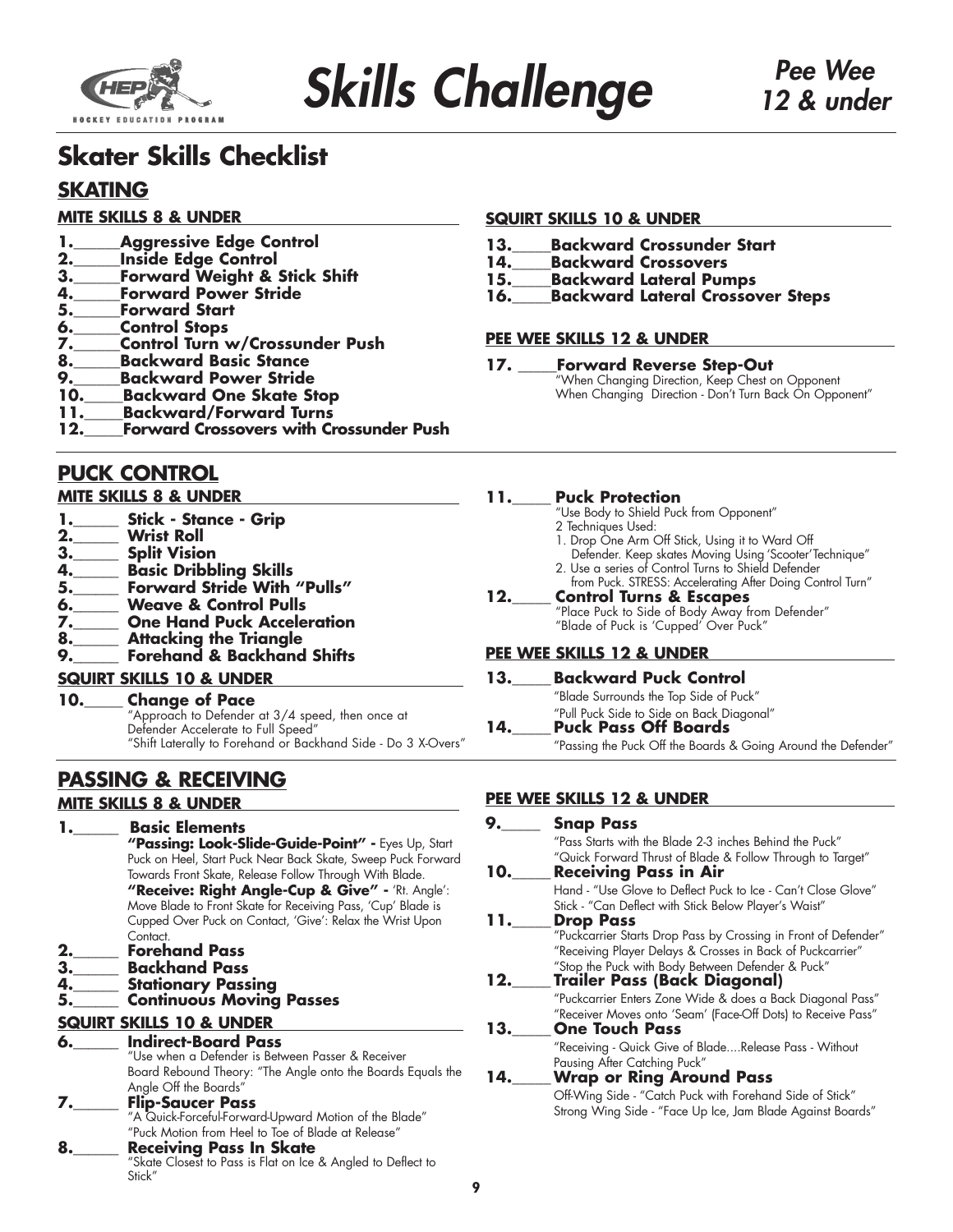# Skills Challenge

*Pee Wee 12 & under*

## Skater Skills Checklist

### SKATING

**MITE SKILLS 8 & UNDER**

**1.\_\_\_\_\_Aggressive Edge Control**
**2.\_\_\_\_\_Inside Edge Control**
**3.\_\_\_\_\_Forward Weight & Stick Shift**
**4.\_\_\_\_\_Forward Power Stride**
**5.\_\_\_\_\_Forward Start**
**6.\_\_\_\_\_Control Stops**
**7.\_\_\_\_\_Control Turn w/Crossunder Push**
**8.\_\_\_\_\_Backward Basic Stance**
**9.\_\_\_\_\_Backward Power Stride**
**10.\_\_\_\_Backward One Skate Stop**
**11.\_\_\_\_Backward/Forward Turns**
**12.\_\_\_\_Forward Crossovers with Crossunder Push**

**SQUIRT SKILLS 10 & UNDER**

**13.\_\_\_\_Backward Crossunder Start**
**14.\_\_\_\_Backward Crossovers**
**15.\_\_\_\_Backward Lateral Pumps**
**16.\_\_\_\_Backward Lateral Crossover Steps**

**PEE WEE SKILLS 12 & UNDER**

**17. \_\_\_\_Forward Reverse Step-Out**
"When Changing Direction, Keep Chest on Opponent
When Changing Direction - Don't Turn Back On Opponent"

### PUCK CONTROL

**MITE SKILLS 8 & UNDER**

**1.\_\_\_\_\_ Stick - Stance - Grip**
**2.\_\_\_\_\_ Wrist Roll**
**3.\_\_\_\_\_ Split Vision**
**4.\_\_\_\_\_ Basic Dribbling Skills**
**5.\_\_\_\_\_ Forward Stride With "Pulls"**
**6.\_\_\_\_\_ Weave & Control Pulls**
**7.\_\_\_\_\_ One Hand Puck Acceleration**
**8.\_\_\_\_\_ Attacking the Triangle**
**9.\_\_\_\_\_ Forehand & Backhand Shifts**

**SQUIRT SKILLS 10 & UNDER**

**10.\_\_\_\_ Change of Pace**
"Approach to Defender at 3/4 speed, then once at Defender Accelerate to Full Speed"
"Shift Laterally to Forehand or Backhand Side - Do 3 X-Overs"

**11.\_\_\_\_ Puck Protection**
"Use Body to Shield Puck from Opponent"
2 Techniques Used:
1. Drop One Arm Off Stick, Using it to Ward Off Defender. Keep skates Moving Using 'Scooter'Technique"
2. Use a series of Control Turns to Shield Defender from Puck. STRESS: Accelerating After Doing Control Turn"

**12.\_\_\_\_ Control Turns & Escapes**
"Place Puck to Side of Body Away from Defender"
"Blade of Puck is 'Cupped' Over Puck"

**PEE WEE SKILLS 12 & UNDER**

**13.\_\_\_\_ Backward Puck Control**
"Blade Surrounds the Top Side of Puck"
"Pull Puck Side to Side on Back Diagonal"

**14.\_\_\_\_ Puck Pass Off Boards**
"Passing the Puck Off the Boards & Going Around the Defender"

### PASSING & RECEIVING

**MITE SKILLS 8 & UNDER**

**1.\_\_\_\_\_ Basic Elements**
**"Passing: Look-Slide-Guide-Point" -** Eyes Up, Start Puck on Heel, Start Puck Near Back Skate, Sweep Puck Forward Towards Front Skate, Release Follow Through With Blade.
**"Receive: Right Angle-Cup & Give" -** 'Rt. Angle': Move Blade to Front Skate for Receiving Pass, 'Cup' Blade is Cupped Over Puck on Contact, 'Give': Relax the Wrist Upon Contact.

**2.\_\_\_\_\_ Forehand Pass**
**3.\_\_\_\_\_ Backhand Pass**
**4.\_\_\_\_\_ Stationary Passing**
**5.\_\_\_\_\_ Continuous Moving Passes**

**SQUIRT SKILLS 10 & UNDER**

**6.\_\_\_\_\_ Indirect-Board Pass**
"Use when a Defender is Between Passer & Receiver
Board Rebound Theory: "The Angle onto the Boards Equals the Angle Off the Boards"

**7.\_\_\_\_\_ Flip-Saucer Pass**
"A Quick-Forceful-Forward-Upward Motion of the Blade"
"Puck Motion from Heel to Toe of Blade at Release"

**8.\_\_\_\_\_ Receiving Pass In Skate**
"Skate Closest to Pass is Flat on Ice & Angled to Deflect to Stick"

**PEE WEE SKILLS 12 & UNDER**

**9.\_\_\_\_\_ Snap Pass**
"Pass Starts with the Blade 2-3 inches Behind the Puck"
"Quick Forward Thrust of Blade & Follow Through to Target"

**10.\_\_\_\_ Receiving Pass in Air**
Hand - "Use Glove to Deflect Puck to Ice - Can't Close Glove"
Stick - "Can Deflect with Stick Below Player's Waist"

**11.\_\_\_\_ Drop Pass**
"Puckcarrier Starts Drop Pass by Crossing in Front of Defender"
"Receiving Player Delays & Crosses in Back of Puckcarrier"
"Stop the Puck with Body Between Defender & Puck"

**12.\_\_\_\_ Trailer Pass (Back Diagonal)**
"Puckcarrier Enters Zone Wide & does a Back Diagonal Pass"
"Receiver Moves onto 'Seam' (Face-Off Dots) to Receive Pass"

**13.\_\_\_\_ One Touch Pass**
"Receiving - Quick Give of Blade....Release Pass - Without Pausing After Catching Puck"

**14.\_\_\_\_ Wrap or Ring Around Pass**
Off-Wing Side - "Catch Puck with Forehand Side of Stick"
Strong Wing Side - "Face Up Ice, Jam Blade Against Boards"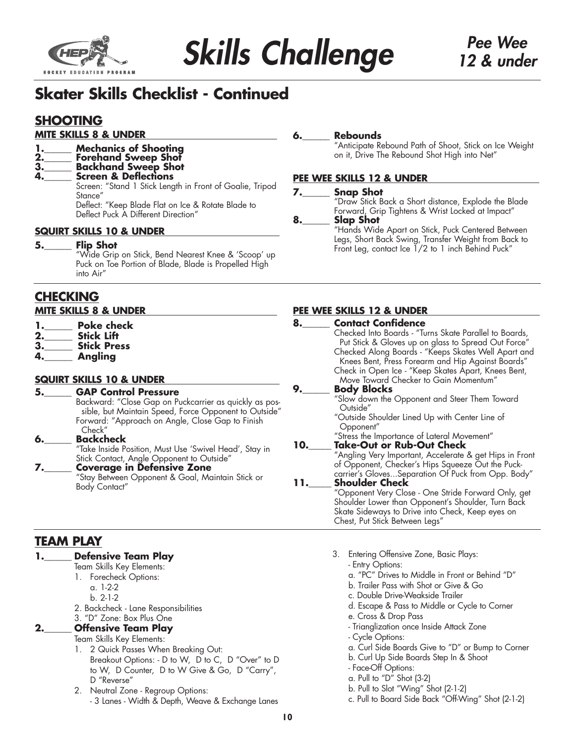# Skills Challenge

*Pee Wee 12 & under*

## Skater Skills Checklist - Continued

### SHOOTING

**MITE SKILLS 8 & UNDER**

**1.\_\_\_\_\_ Mechanics of Shooting**
**2.\_\_\_\_\_ Forehand Sweep Shot**
**3.\_\_\_\_\_ Backhand Sweep Shot**
**4.\_\_\_\_\_ Screen & Deflections**
Screen: "Stand 1 Stick Length in Front of Goalie, Tripod Stance"
Deflect: "Keep Blade Flat on Ice & Rotate Blade to Deflect Puck A Different Direction"

**SQUIRT SKILLS 10 & UNDER**

**5.\_\_\_\_\_ Flip Shot**
"Wide Grip on Stick, Bend Nearest Knee & 'Scoop' up Puck on Toe Portion of Blade, Blade is Propelled High into Air"

**6.\_\_\_\_\_ Rebounds**
"Anticipate Rebound Path of Shoot, Stick on Ice Weight on it, Drive The Rebound Shot High into Net"

**PEE WEE SKILLS 12 & UNDER**

**7.\_\_\_\_\_ Snap Shot**
"Draw Stick Back a Short distance, Explode the Blade Forward, Grip Tightens & Wrist Locked at Impact"
**8.\_\_\_\_\_ Slap Shot**
"Hands Wide Apart on Stick, Puck Centered Between Legs, Short Back Swing, Transfer Weight from Back to Front Leg, contact Ice 1/2 to 1 inch Behind Puck"

### CHECKING

**MITE SKILLS 8 & UNDER**

**1.\_\_\_\_\_ Poke check**
**2.\_\_\_\_\_ Stick Lift**
**3.\_\_\_\_\_ Stick Press**
**4.\_\_\_\_\_ Angling**

**SQUIRT SKILLS 10 & UNDER**

**5.\_\_\_\_\_ GAP Control Pressure**
Backward: "Close Gap on Puckcarrier as quickly as possible, but Maintain Speed, Force Opponent to Outside"
Forward: "Approach on Angle, Close Gap to Finish Check"
**6.\_\_\_\_\_ Backcheck**
"Take Inside Position, Must Use 'Swivel Head', Stay in Stick Contact, Angle Opponent to Outside"
**7.\_\_\_\_\_ Coverage in Defensive Zone**
"Stay Between Opponent & Goal, Maintain Stick or Body Contact"

**PEE WEE SKILLS 12 & UNDER**

**8.\_\_\_\_\_ Contact Confidence**
Checked Into Boards - "Turns Skate Parallel to Boards, Put Stick & Gloves up on glass to Spread Out Force"
Checked Along Boards - "Keeps Skates Well Apart and Knees Bent, Press Forearm and Hip Against Boards"
Check in Open Ice - "Keep Skates Apart, Knees Bent, Move Toward Checker to Gain Momentum"
**9.\_\_\_\_\_ Body Blocks**
"Slow down the Opponent and Steer Them Toward Outside"
"Outside Shoulder Lined Up with Center Line of Opponent"
"Stress the Importance of Lateral Movement"
**10.\_\_\_\_ Take-Out or Rub-Out Check**
"Angling Very Important, Accelerate & get Hips in Front of Opponent, Checker's Hips Squeeze Out the Puck-carrier's Gloves...Separation Of Puck from Opp. Body"
**11.\_\_\_\_ Shoulder Check**
"Opponent Very Close - One Stride Forward Only, get Shoulder Lower than Opponent's Shoulder, Turn Back Skate Sideways to Drive into Check, Keep eyes on Chest, Put Stick Between Legs"

### TEAM PLAY

**1.\_\_\_\_\_ Defensive Team Play**
Team Skills Key Elements:
1. Forecheck Options:
   a. 1-2-2
   b. 2-1-2
2. Backcheck - Lane Responsibilities
3. "D" Zone: Box Plus One

**2.\_\_\_\_\_ Offensive Team Play**
Team Skills Key Elements:
1. 2 Quick Passes When Breaking Out:
   Breakout Options: - D to W, D to C, D "Over" to D to W, D Counter, D to W Give & Go, D "Carry", D "Reverse"
2. Neutral Zone - Regroup Options:
   - 3 Lanes - Width & Depth, Weave & Exchange Lanes
3. Entering Offensive Zone, Basic Plays:
   - Entry Options:
   a. "PC" Drives to Middle in Front or Behind "D"
   b. Trailer Pass with Shot or Give & Go
   c. Double Drive-Weakside Trailer
   d. Escape & Pass to Middle or Cycle to Corner
   e. Cross & Drop Pass
   - Trianglization once Inside Attack Zone
   - Cycle Options:
   a. Curl Side Boards Give to "D" or Bump to Corner
   b. Curl Up Side Boards Step In & Shoot
   - Face-Off Options:
   a. Pull to "D" Shot (3-2)
   b. Pull to Slot "Wing" Shot (2-1-2)
   c. Pull to Board Side Back "Off-Wing" Shot (2-1-2)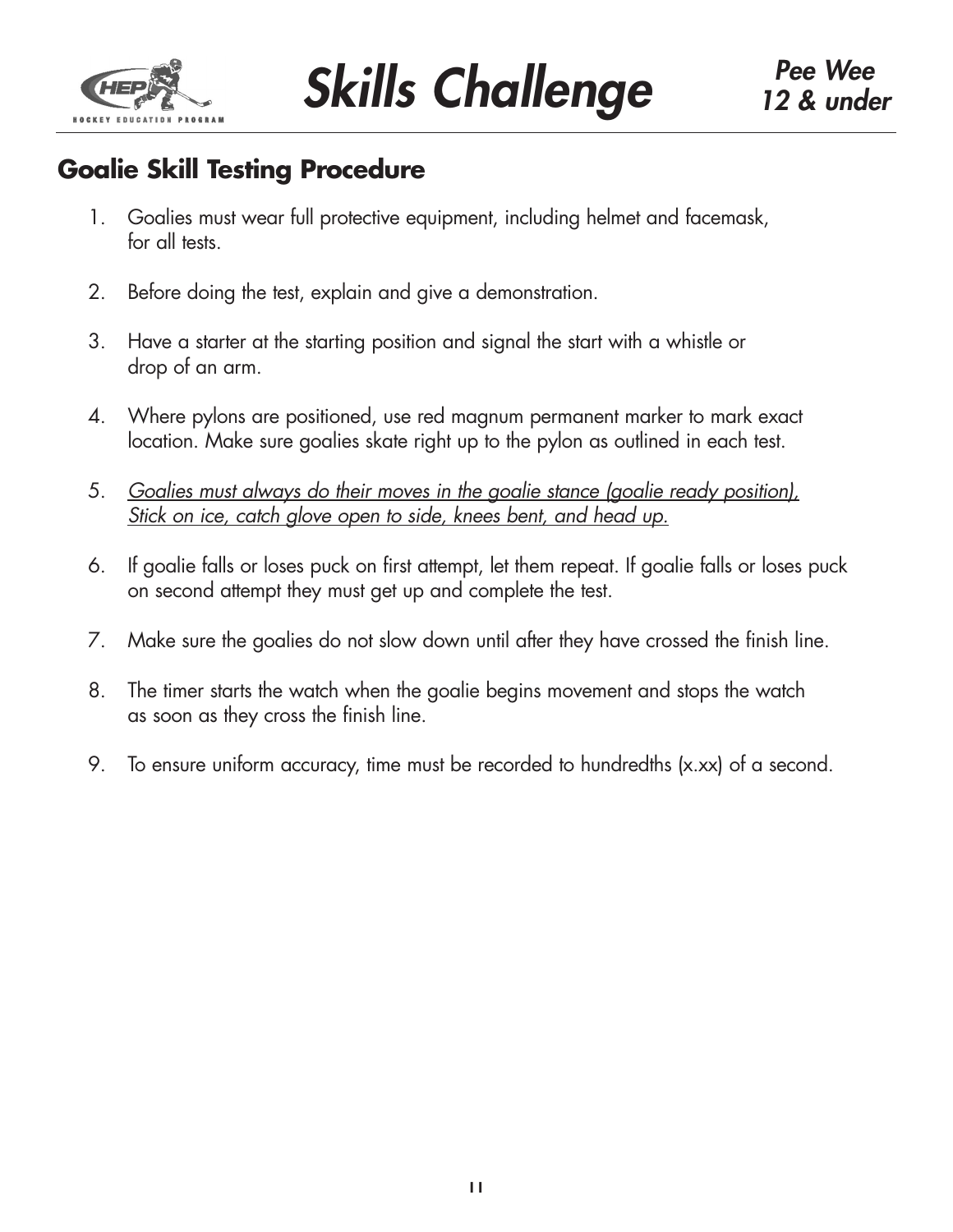# Skills Challenge

*Pee Wee 12 & under*

## Goalie Skill Testing Procedure

1. Goalies must wear full protective equipment, including helmet and facemask, for all tests.

2. Before doing the test, explain and give a demonstration.

3. Have a starter at the starting position and signal the start with a whistle or drop of an arm.

4. Where pylons are positioned, use red magnum permanent marker to mark exact location. Make sure goalies skate right up to the pylon as outlined in each test.

5. <u>*Goalies must always do their moves in the goalie stance (goalie ready position), Stick on ice, catch glove open to side, knees bent, and head up.*</u>

6. If goalie falls or loses puck on first attempt, let them repeat. If goalie falls or loses puck on second attempt they must get up and complete the test.

7. Make sure the goalies do not slow down until after they have crossed the finish line.

8. The timer starts the watch when the goalie begins movement and stops the watch as soon as they cross the finish line.

9. To ensure uniform accuracy, time must be recorded to hundredths (x.xx) of a second.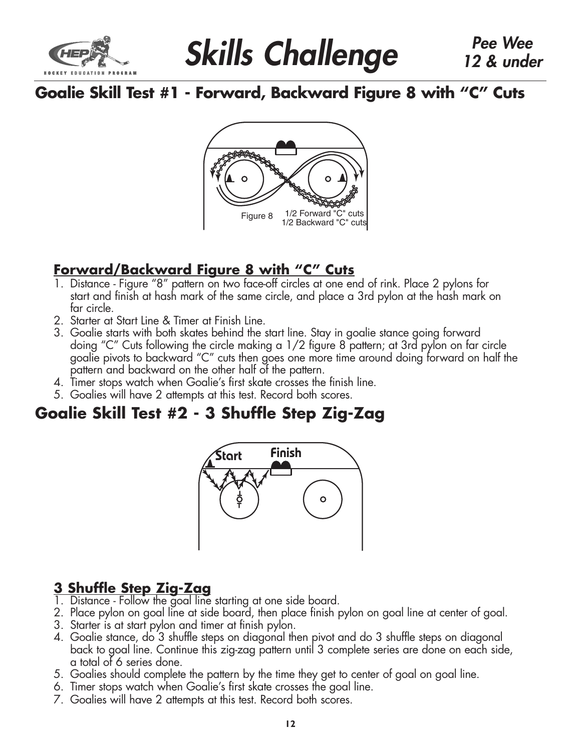# Skills Challenge

*Pee Wee 12 & under*

## Goalie Skill Test #1 - Forward, Backward Figure 8 with "C" Cuts

Figure 8 — 1/2 Forward "C" cuts, 1/2 Backward "C" cuts

### Forward/Backward Figure 8 with "C" Cuts

1. Distance - Figure "8" pattern on two face-off circles at one end of rink. Place 2 pylons for start and finish at hash mark of the same circle, and place a 3rd pylon at the hash mark on far circle.
2. Starter at Start Line & Timer at Finish Line.
3. Goalie starts with both skates behind the start line. Stay in goalie stance going forward doing "C" Cuts following the circle making a 1/2 figure 8 pattern; at 3rd pylon on far circle goalie pivots to backward "C" cuts then goes one more time around doing forward on half the pattern and backward on the other half of the pattern.
4. Timer stops watch when Goalie's first skate crosses the finish line.
5. Goalies will have 2 attempts at this test. Record both scores.

## Goalie Skill Test #2 - 3 Shuffle Step Zig-Zag

Start — Finish

### 3 Shuffle Step Zig-Zag

1. Distance - Follow the goal line starting at one side board.
2. Place pylon on goal line at side board, then place finish pylon on goal line at center of goal.
3. Starter is at start pylon and timer at finish pylon.
4. Goalie stance, do 3 shuffle steps on diagonal then pivot and do 3 shuffle steps on diagonal back to goal line. Continue this zig-zag pattern until 3 complete series are done on each side, a total of 6 series done.
5. Goalies should complete the pattern by the time they get to center of goal on goal line.
6. Timer stops watch when Goalie's first skate crosses the goal line.
7. Goalies will have 2 attempts at this test. Record both scores.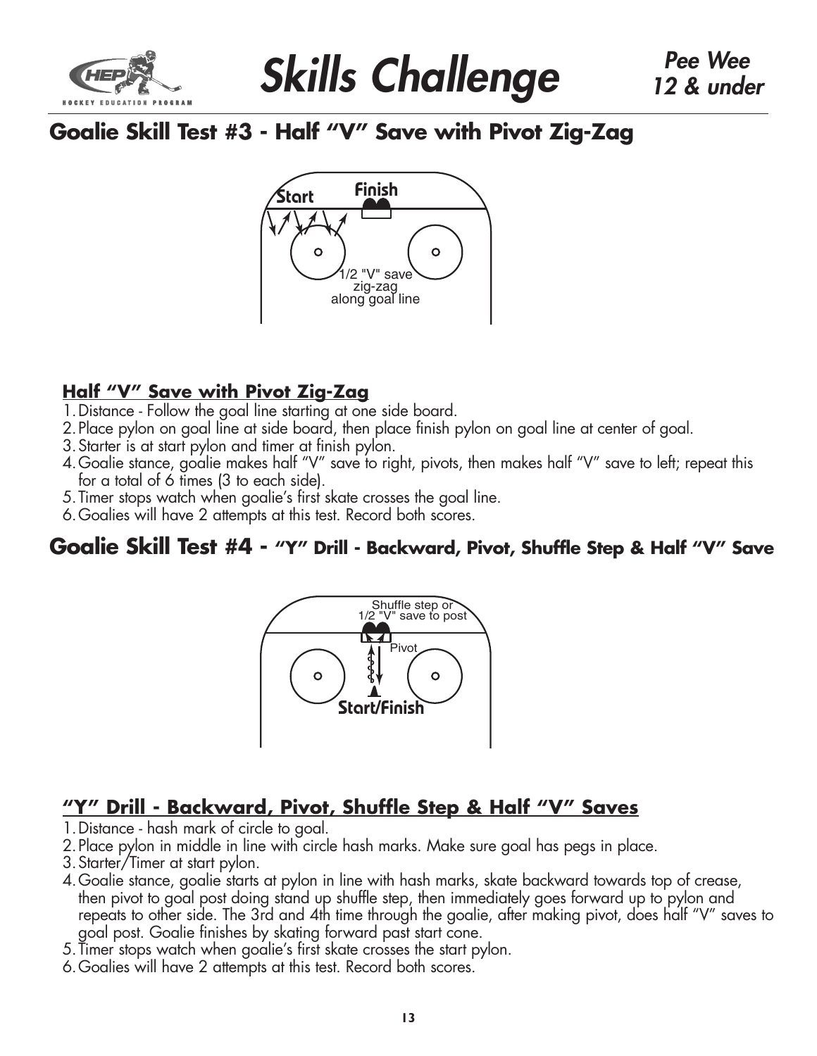# Skills Challenge

*Pee Wee 12 & under*

## Goalie Skill Test #3 - Half "V" Save with Pivot Zig-Zag

Start

Finish

1/2 "V" save zig-zag along goal line

### Half "V" Save with Pivot Zig-Zag

1. Distance - Follow the goal line starting at one side board.
2. Place pylon on goal line at side board, then place finish pylon on goal line at center of goal.
3. Starter is at start pylon and timer at finish pylon.
4. Goalie stance, goalie makes half "V" save to right, pivots, then makes half "V" save to left; repeat this for a total of 6 times (3 to each side).
5. Timer stops watch when goalie's first skate crosses the goal line.
6. Goalies will have 2 attempts at this test. Record both scores.

## Goalie Skill Test #4 - "Y" Drill - Backward, Pivot, Shuffle Step & Half "V" Save

Shuffle step or 1/2 "V" save to post

Pivot

Start/Finish

### "Y" Drill - Backward, Pivot, Shuffle Step & Half "V" Saves

1. Distance - hash mark of circle to goal.
2. Place pylon in middle in line with circle hash marks. Make sure goal has pegs in place.
3. Starter/Timer at start pylon.
4. Goalie stance, goalie starts at pylon in line with hash marks, skate backward towards top of crease, then pivot to goal post doing stand up shuffle step, then immediately goes forward up to pylon and repeats to other side. The 3rd and 4th time through the goalie, after making pivot, does half "V" saves to goal post. Goalie finishes by skating forward past start cone.
5. Timer stops watch when goalie's first skate crosses the start pylon.
6. Goalies will have 2 attempts at this test. Record both scores.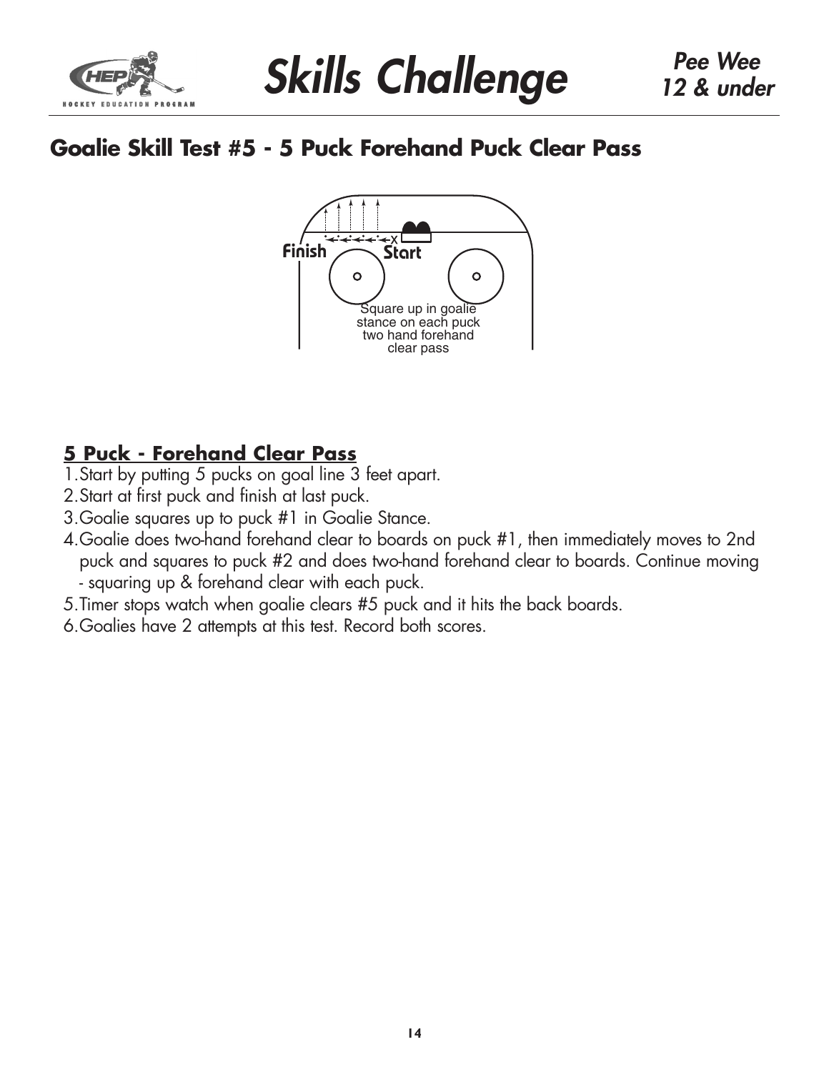## Goalie Skill Test #5 - 5 Puck Forehand Puck Clear Pass

Finish Start

Square up in goalie stance on each puck two hand forehand clear pass

### 5 Puck - Forehand Clear Pass

1. Start by putting 5 pucks on goal line 3 feet apart.
2. Start at first puck and finish at last puck.
3. Goalie squares up to puck #1 in Goalie Stance.
4. Goalie does two-hand forehand clear to boards on puck #1, then immediately moves to 2nd puck and squares to puck #2 and does two-hand forehand clear to boards. Continue moving - squaring up & forehand clear with each puck.
5. Timer stops watch when goalie clears #5 puck and it hits the back boards.
6. Goalies have 2 attempts at this test. Record both scores.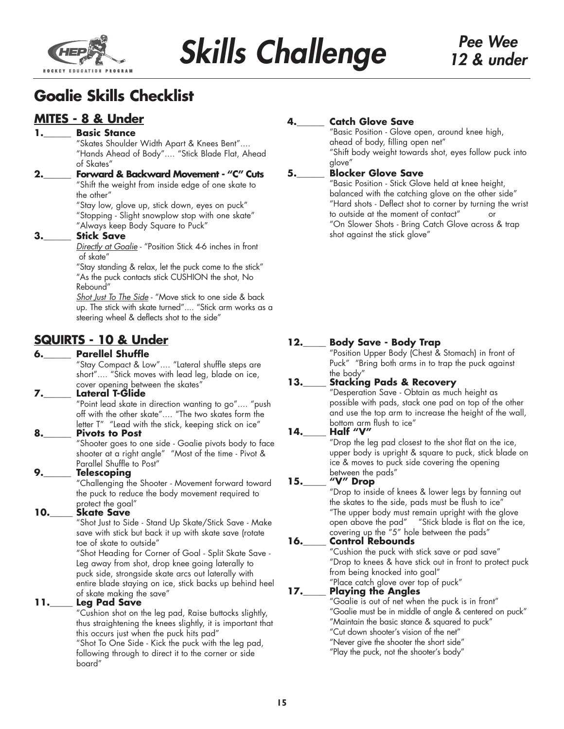# Skills Challenge

*Pee Wee 12 & under*

## Goalie Skills Checklist

### MITES - 8 & Under

**1.\_\_\_\_\_ Basic Stance**
"Skates Shoulder Width Apart & Knees Bent"…. "Hands Ahead of Body"…. "Stick Blade Flat, Ahead of Skates"

**2.\_\_\_\_\_ Forward & Backward Movement - "C" Cuts**
"Shift the weight from inside edge of one skate to the other"
"Stay low, glove up, stick down, eyes on puck"
"Stopping - Slight snowplow stop with one skate"
"Always keep Body Square to Puck"

**3.\_\_\_\_\_ Stick Save**
Directly at Goalie - "Position Stick 4-6 inches in front of skate"
"Stay standing & relax, let the puck come to the stick"
"As the puck contacts stick CUSHION the shot, No Rebound"
Shot Just To The Side - "Move stick to one side & back up. The stick with skate turned"…. "Stick arm works as a steering wheel & deflects shot to the side"

**4.\_\_\_\_\_ Catch Glove Save**
"Basic Position - Glove open, around knee high, ahead of body, filling open net"
"Shift body weight towards shot, eyes follow puck into glove"

**5.\_\_\_\_\_ Blocker Glove Save**
"Basic Position - Stick Glove held at knee height, balanced with the catching glove on the other side"
"Hard shots - Deflect shot to corner by turning the wrist to outside at the moment of contact" or
"On Slower Shots - Bring Catch Glove across & trap shot against the stick glove"

### SQUIRTS - 10 & Under

**6.\_\_\_\_\_ Parellel Shuffle**
"Stay Compact & Low"…. "Lateral shuffle steps are short"…. "Stick moves with lead leg, blade on ice, cover opening between the skates"

**7.\_\_\_\_\_ Lateral T-Glide**
"Point lead skate in direction wanting to go"…. "push off with the other skate"…. "The two skates form the letter T" "Lead with the stick, keeping stick on ice"

**8.\_\_\_\_\_ Pivots to Post**
"Shooter goes to one side - Goalie pivots body to face shooter at a right angle" "Most of the time - Pivot & Parallel Shuffle to Post"

**9.\_\_\_\_\_ Telescoping**
"Challenging the Shooter - Movement forward toward the puck to reduce the body movement required to protect the goal"

**10.\_\_\_\_\_ Skate Save**
"Shot Just to Side - Stand Up Skate/Stick Save - Make save with stick but back it up with skate save (rotate toe of skate to outside"
"Shot Heading for Corner of Goal - Split Skate Save - Leg away from shot, drop knee going laterally to puck side, strongside skate arcs out laterally with entire blade staying on ice, stick backs up behind heel of skate making the save"

**11.\_\_\_\_\_ Leg Pad Save**
"Cushion shot on the leg pad, Raise buttocks slightly, thus straightening the knees slightly, it is important that this occurs just when the puck hits pad"
"Shot To One Side - Kick the puck with the leg pad, following through to direct it to the corner or side board"

**12.\_\_\_\_\_ Body Save - Body Trap**
"Position Upper Body (Chest & Stomach) in front of Puck" "Bring both arms in to trap the puck against the body"

**13.\_\_\_\_\_ Stacking Pads & Recovery**
"Desperation Save - Obtain as much height as possible with pads, stack one pad on top of the other and use the top arm to increase the height of the wall, bottom arm flush to ice"

**14.\_\_\_\_\_ Half "V"**
"Drop the leg pad closest to the shot flat on the ice, upper body is upright & square to puck, stick blade on ice & moves to puck side covering the opening between the pads"

**15.\_\_\_\_\_ "V" Drop**
"Drop to inside of knees & lower legs by fanning out the skates to the side, pads must be flush to ice"
"The upper body must remain upright with the glove open above the pad" "Stick blade is flat on the ice, covering up the "5" hole between the pads"

**16.\_\_\_\_\_ Control Rebounds**
"Cushion the puck with stick save or pad save"
"Drop to knees & have stick out in front to protect puck from being knocked into goal"
"Place catch glove over top of puck"

**17.\_\_\_\_\_ Playing the Angles**
"Goalie is out of net when the puck is in front"
"Goalie must be in middle of angle & centered on puck"
"Maintain the basic stance & squared to puck"
"Cut down shooter's vision of the net"
"Never give the shooter the short side"
"Play the puck, not the shooter's body"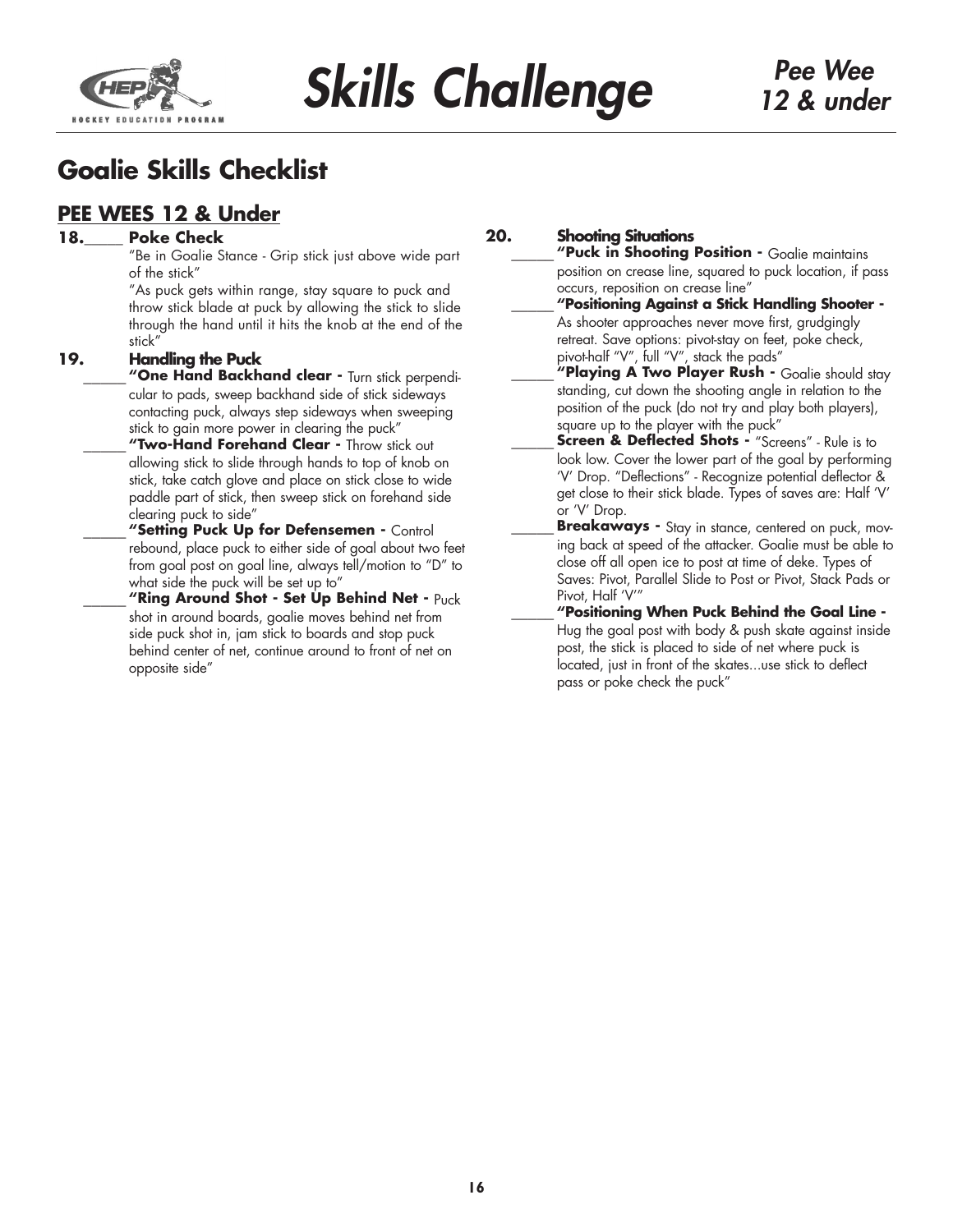## Goalie Skills Checklist

### PEE WEES 12 & Under

**18.\_\_\_\_\_ Poke Check**

"Be in Goalie Stance - Grip stick just above wide part of the stick"

"As puck gets within range, stay square to puck and throw stick blade at puck by allowing the stick to slide through the hand until it hits the knob at the end of the stick"

**19. Handling the Puck**

\_\_\_\_\_\_ **"One Hand Backhand clear -** Turn stick perpendicular to pads, sweep backhand side of stick sideways contacting puck, always step sideways when sweeping stick to gain more power in clearing the puck"

\_\_\_\_\_\_ **"Two-Hand Forehand Clear -** Throw stick out allowing stick to slide through hands to top of knob on stick, take catch glove and place on stick close to wide paddle part of stick, then sweep stick on forehand side clearing puck to side"

\_\_\_\_\_\_ **"Setting Puck Up for Defensemen -** Control rebound, place puck to either side of goal about two feet from goal post on goal line, always tell/motion to "D" to what side the puck will be set up to"

\_\_\_\_\_\_ **"Ring Around Shot - Set Up Behind Net -** Puck shot in around boards, goalie moves behind net from side puck shot in, jam stick to boards and stop puck behind center of net, continue around to front of net on opposite side"

**20. Shooting Situations**

\_\_\_\_\_\_ **"Puck in Shooting Position -** Goalie maintains position on crease line, squared to puck location, if pass occurs, reposition on crease line"

\_\_\_\_\_\_ **"Positioning Against a Stick Handling Shooter -** As shooter approaches never move first, grudgingly retreat. Save options: pivot-stay on feet, poke check, pivot-half "V", full "V", stack the pads"

\_\_\_\_\_\_ **"Playing A Two Player Rush -** Goalie should stay standing, cut down the shooting angle in relation to the position of the puck (do not try and play both players), square up to the player with the puck"

\_\_\_\_\_\_ **Screen & Deflected Shots -** "Screens" - Rule is to look low. Cover the lower part of the goal by performing 'V' Drop. "Deflections" - Recognize potential deflector & get close to their stick blade. Types of saves are: Half 'V' or 'V' Drop.

\_\_\_\_\_\_ **Breakaways -** Stay in stance, centered on puck, moving back at speed of the attacker. Goalie must be able to close off all open ice to post at time of deke. Types of Saves: Pivot, Parallel Slide to Post or Pivot, Stack Pads or Pivot, Half 'V'"

\_\_\_\_\_\_ **"Positioning When Puck Behind the Goal Line -** Hug the goal post with body & push skate against inside post, the stick is placed to side of net where puck is located, just in front of the skates...use stick to deflect pass or poke check the puck"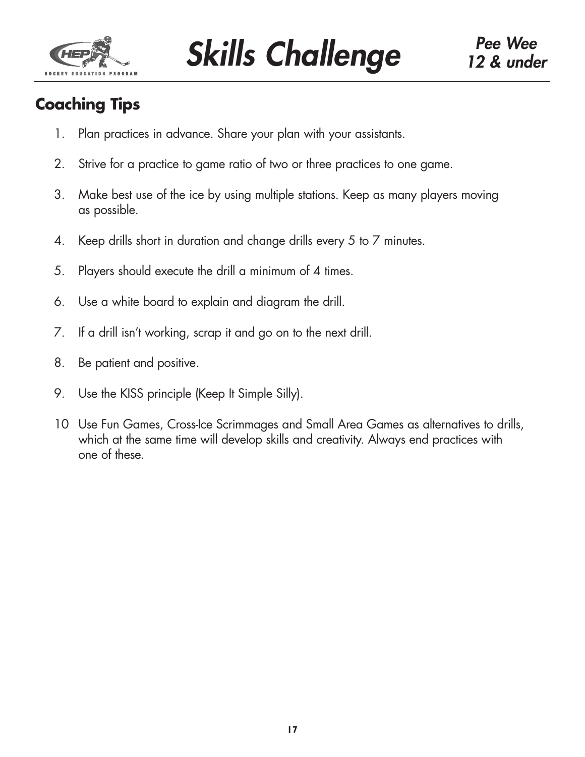## Coaching Tips

1. Plan practices in advance. Share your plan with your assistants.
2. Strive for a practice to game ratio of two or three practices to one game.
3. Make best use of the ice by using multiple stations. Keep as many players moving as possible.
4. Keep drills short in duration and change drills every 5 to 7 minutes.
5. Players should execute the drill a minimum of 4 times.
6. Use a white board to explain and diagram the drill.
7. If a drill isn't working, scrap it and go on to the next drill.
8. Be patient and positive.
9. Use the KISS principle (Keep It Simple Silly).
10. Use Fun Games, Cross-Ice Scrimmages and Small Area Games as alternatives to drills, which at the same time will develop skills and creativity. Always end practices with one of these.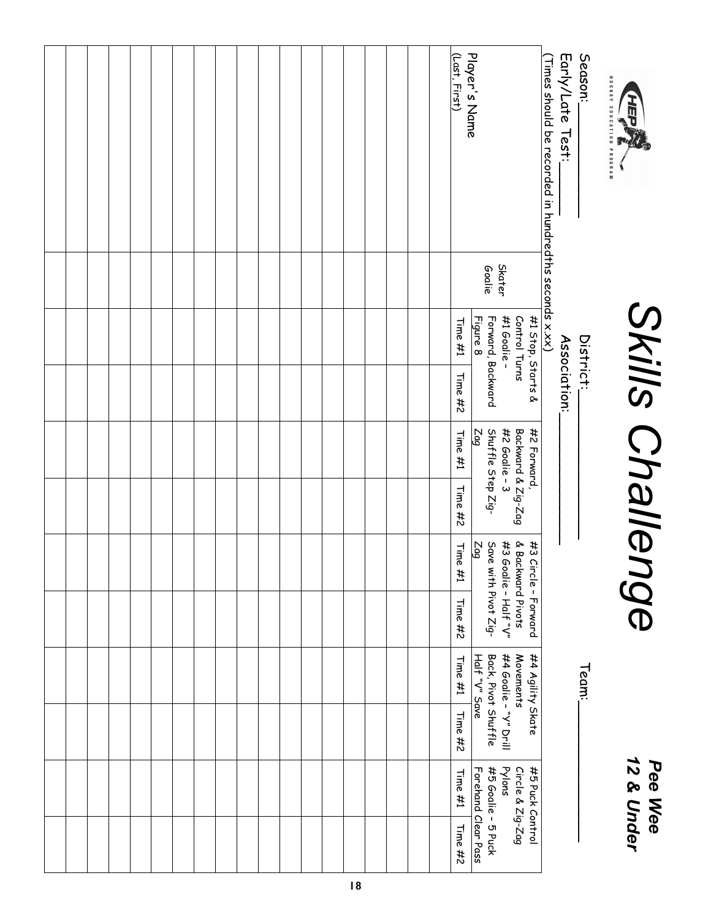# Skills Challenge

**Pee Wee**
**12 & Under**

Season:________ District:________ Team:________

Early/Late Test:________ Association:________

(Times should be recorded in hundredths seconds x.xx)

| Player's Name (Last, First) | Skater / Goalie | #1 Stop, Starts & Control Turns / #1 Goalie - Forward, Backward Figure 8 | | #2 Forward, Backward & Zig-Zag / #2 Goalie - 3 Shuffle Step Zig-Zag | | #3 Circle - Forward & Backward Pivots / #3 Goalie - Half "V" Save with Pivot Zig-Zag | | #4 Agility Skate Movements / #4 Goalie - "y" Drill Back, Pivot Shuffle Half "V" Save | | #5 Puck Control Circle & Zig-Zag Pylons / #5 Goalie - 5 Puck Forehand Clear Pass | |
|---|---|---|---|---|---|---|---|---|---|---|---|
| | | Time #1 | Time #2 | Time #1 | Time #2 | Time #1 | Time #2 | Time #1 | Time #2 | Time #1 | Time #2 |
| | | | | | | | | | | | |
| | | | | | | | | | | | |
| | | | | | | | | | | | |
| | | | | | | | | | | | |
| | | | | | | | | | | | |
| | | | | | | | | | | | |
| | | | | | | | | | | | |
| | | | | | | | | | | | |
| | | | | | | | | | | | |
| | | | | | | | | | | | |
| | | | | | | | | | | | |
| | | | | | | | | | | | |
| | | | | | | | | | | | |
| | | | | | | | | | | | |
| | | | | | | | | | | | |
| | | | | | | | | | | | |
| | | | | | | | | | | | |
| | | | | | | | | | | | |